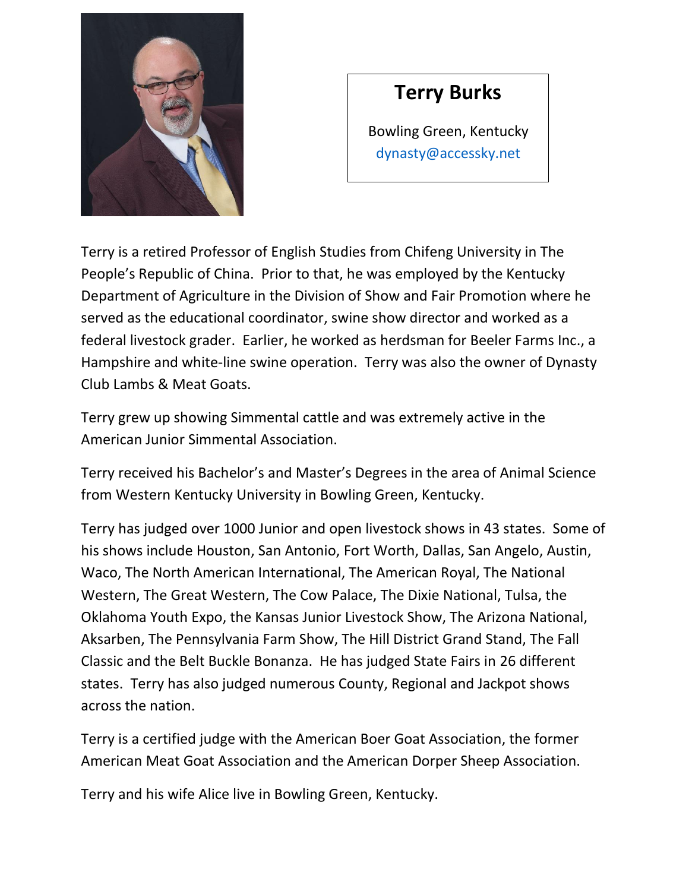# Terry Burks

Bowling Green, Kentucky
dynasty@accessky.net

Terry is a retired Professor of English Studies from Chifeng University in The People's Republic of China. Prior to that, he was employed by the Kentucky Department of Agriculture in the Division of Show and Fair Promotion where he served as the educational coordinator, swine show director and worked as a federal livestock grader. Earlier, he worked as herdsman for Beeler Farms Inc., a Hampshire and white-line swine operation. Terry was also the owner of Dynasty Club Lambs & Meat Goats.

Terry grew up showing Simmental cattle and was extremely active in the American Junior Simmental Association.

Terry received his Bachelor's and Master's Degrees in the area of Animal Science from Western Kentucky University in Bowling Green, Kentucky.

Terry has judged over 1000 Junior and open livestock shows in 43 states. Some of his shows include Houston, San Antonio, Fort Worth, Dallas, San Angelo, Austin, Waco, The North American International, The American Royal, The National Western, The Great Western, The Cow Palace, The Dixie National, Tulsa, the Oklahoma Youth Expo, the Kansas Junior Livestock Show, The Arizona National, Aksarben, The Pennsylvania Farm Show, The Hill District Grand Stand, The Fall Classic and the Belt Buckle Bonanza. He has judged State Fairs in 26 different states. Terry has also judged numerous County, Regional and Jackpot shows across the nation.

Terry is a certified judge with the American Boer Goat Association, the former American Meat Goat Association and the American Dorper Sheep Association.

Terry and his wife Alice live in Bowling Green, Kentucky.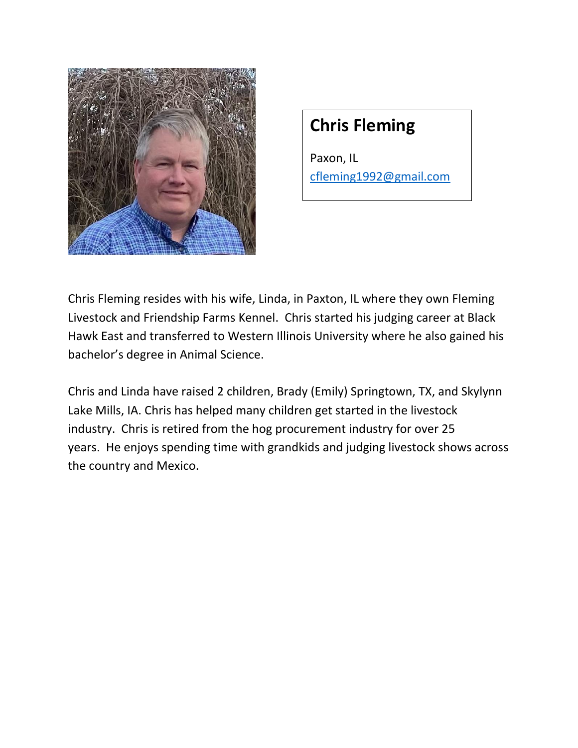## Chris Fleming

Paxon, IL
cfleming1992@gmail.com

Chris Fleming resides with his wife, Linda, in Paxton, IL where they own Fleming Livestock and Friendship Farms Kennel. Chris started his judging career at Black Hawk East and transferred to Western Illinois University where he also gained his bachelor's degree in Animal Science.

Chris and Linda have raised 2 children, Brady (Emily) Springtown, TX, and Skylynn Lake Mills, IA. Chris has helped many children get started in the livestock industry. Chris is retired from the hog procurement industry for over 25 years. He enjoys spending time with grandkids and judging livestock shows across the country and Mexico.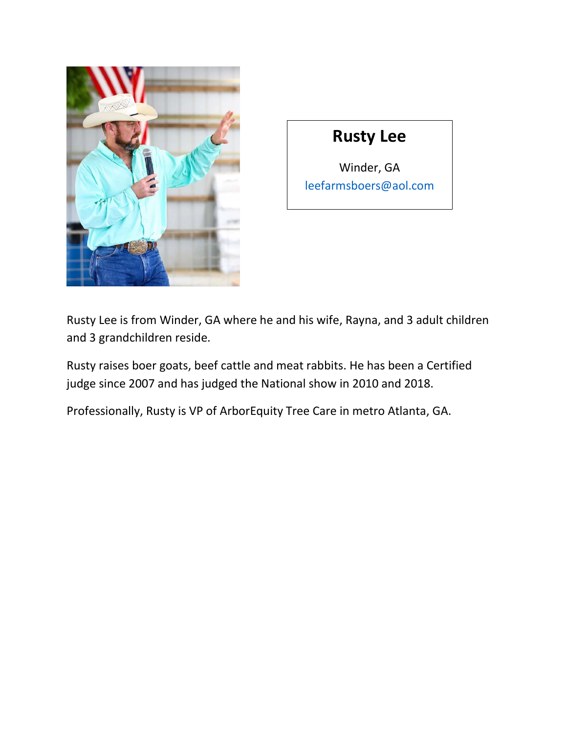## Rusty Lee

Winder, GA
leefarmsboers@aol.com

Rusty Lee is from Winder, GA where he and his wife, Rayna, and 3 adult children and 3 grandchildren reside.

Rusty raises boer goats, beef cattle and meat rabbits. He has been a Certified judge since 2007 and has judged the National show in 2010 and 2018.

Professionally, Rusty is VP of ArborEquity Tree Care in metro Atlanta, GA.